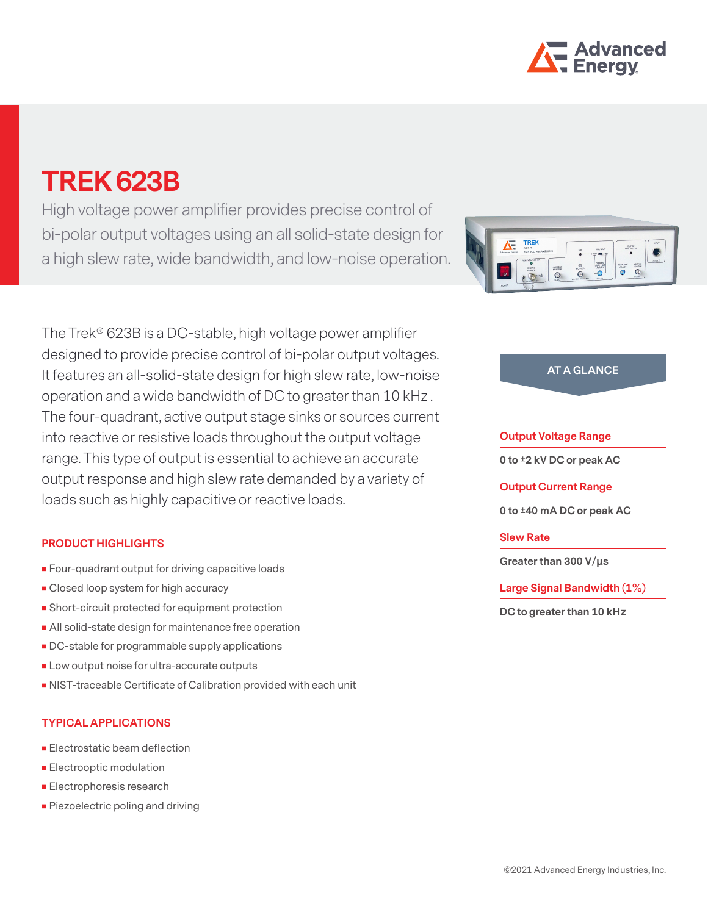# TREK 623B

High voltage power amplifier provides precise control of bi-polar output voltages using an all solid-state design for a high slew rate, wide bandwidth, and low-noise operation.

The Trek® 623B is a DC-stable, high voltage power amplifier designed to provide precise control of bi-polar output voltages. It features an all-solid-state design for high slew rate, low-noise operation and a wide bandwidth of DC to greater than 10 kHz. The four-quadrant, active output stage sinks or sources current into reactive or resistive loads throughout the output voltage range. This type of output is essential to achieve an accurate output response and high slew rate demanded by a variety of loads such as highly capacitive or reactive loads.

## PRODUCT HIGHLIGHTS

- Four-quadrant output for driving capacitive loads
- Closed loop system for high accuracy
- Short-circuit protected for equipment protection
- All solid-state design for maintenance free operation
- DC-stable for programmable supply applications
- Low output noise for ultra-accurate outputs
- NIST-traceable Certificate of Calibration provided with each unit

## TYPICAL APPLICATIONS

- Electrostatic beam deflection
- Electrooptic modulation
- Electrophoresis research
- Piezoelectric poling and driving

## AT A GLANCE

**Output Voltage Range**

0 to ±2 kV DC or peak AC

**Output Current Range**

0 to ±40 mA DC or peak AC

**Slew Rate**

Greater than 300 V/µs

**Large Signal Bandwidth (1%)**

DC to greater than 10 kHz

©2021 Advanced Energy Industries, Inc.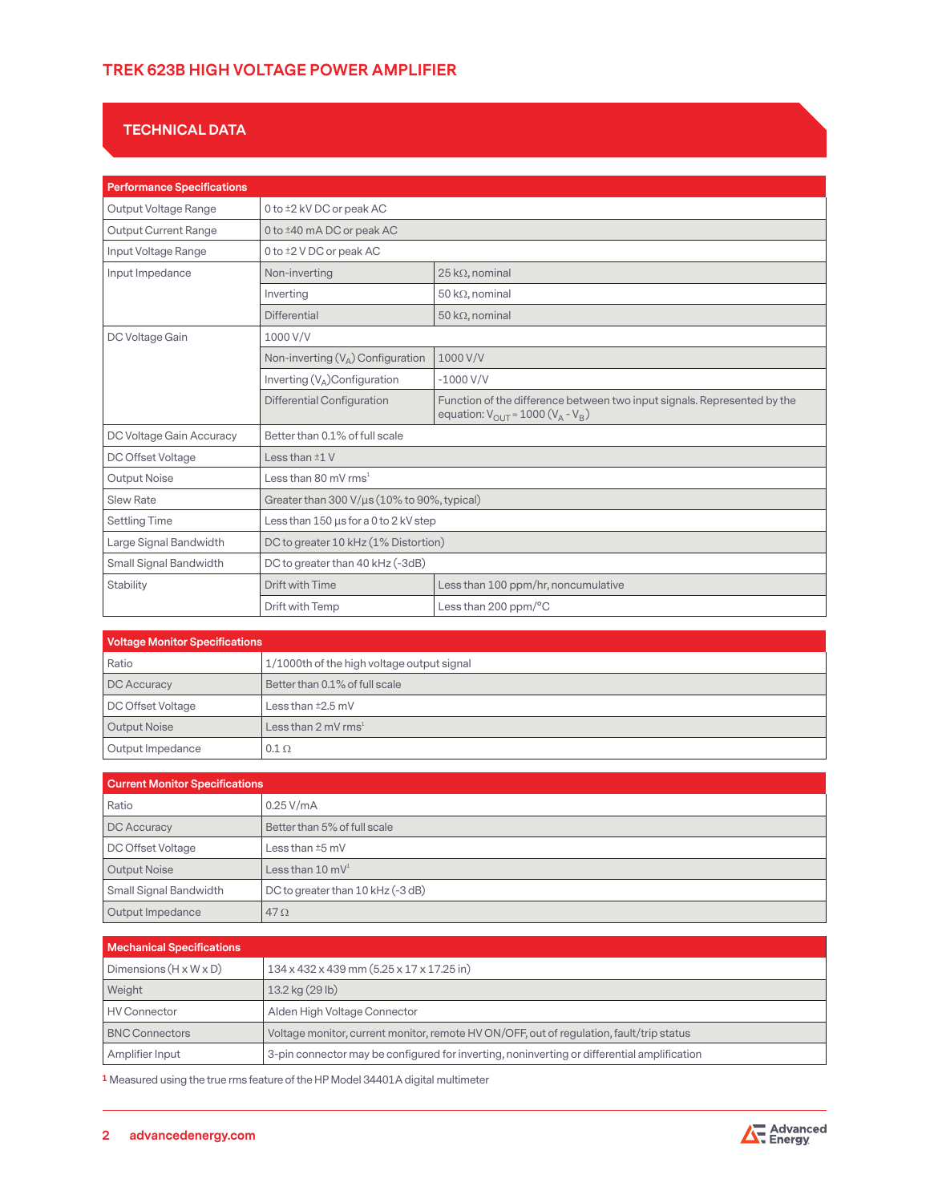# TREK 623B HIGH VOLTAGE POWER AMPLIFIER

## TECHNICAL DATA

| Performance Specifications | | |
|---|---|---|
| Output Voltage Range | 0 to ±2 kV DC or peak AC | |
| Output Current Range | 0 to ±40 mA DC or peak AC | |
| Input Voltage Range | 0 to ±2 V DC or peak AC | |
| Input Impedance | Non-inverting | 25 kΩ, nominal |
| | Inverting | 50 kΩ, nominal |
| | Differential | 50 kΩ, nominal |
| DC Voltage Gain | 1000 V/V | |
| | Non-inverting ($V_A$) Configuration | 1000 V/V |
| | Inverting ($V_A$)Configuration | -1000 V/V |
| | Differential Configuration | Function of the difference between two input signals. Represented by the equation: $V_{OUT} = 1000\ (V_A - V_B)$ |
| DC Voltage Gain Accuracy | Better than 0.1% of full scale | |
| DC Offset Voltage | Less than ±1 V | |
| Output Noise | Less than 80 mV rms[1] | |
| Slew Rate | Greater than 300 V/µs (10% to 90%, typical) | |
| Settling Time | Less than 150 µs for a 0 to 2 kV step | |
| Large Signal Bandwidth | DC to greater 10 kHz (1% Distortion) | |
| Small Signal Bandwidth | DC to greater than 40 kHz (-3dB) | |
| Stability | Drift with Time | Less than 100 ppm/hr, noncumulative |
| | Drift with Temp | Less than 200 ppm/°C |

| Voltage Monitor Specifications | |
|---|---|
| Ratio | 1/1000th of the high voltage output signal |
| DC Accuracy | Better than 0.1% of full scale |
| DC Offset Voltage | Less than ±2.5 mV |
| Output Noise | Less than 2 mV rms[1] |
| Output Impedance | 0.1 Ω |

| Current Monitor Specifications | |
|---|---|
| Ratio | 0.25 V/mA |
| DC Accuracy | Better than 5% of full scale |
| DC Offset Voltage | Less than ±5 mV |
| Output Noise | Less than 10 mV[1] |
| Small Signal Bandwidth | DC to greater than 10 kHz (-3 dB) |
| Output Impedance | 47 Ω |

| Mechanical Specifications | |
|---|---|
| Dimensions (H x W x D) | 134 x 432 x 439 mm (5.25 x 17 x 17.25 in) |
| Weight | 13.2 kg (29 lb) |
| HV Connector | Alden High Voltage Connector |
| BNC Connectors | Voltage monitor, current monitor, remote HV ON/OFF, out of regulation, fault/trip status |
| Amplifier Input | 3-pin connector may be configured for inverting, noninverting or differential amplification |

[1] Measured using the true rms feature of the HP Model 34401A digital multimeter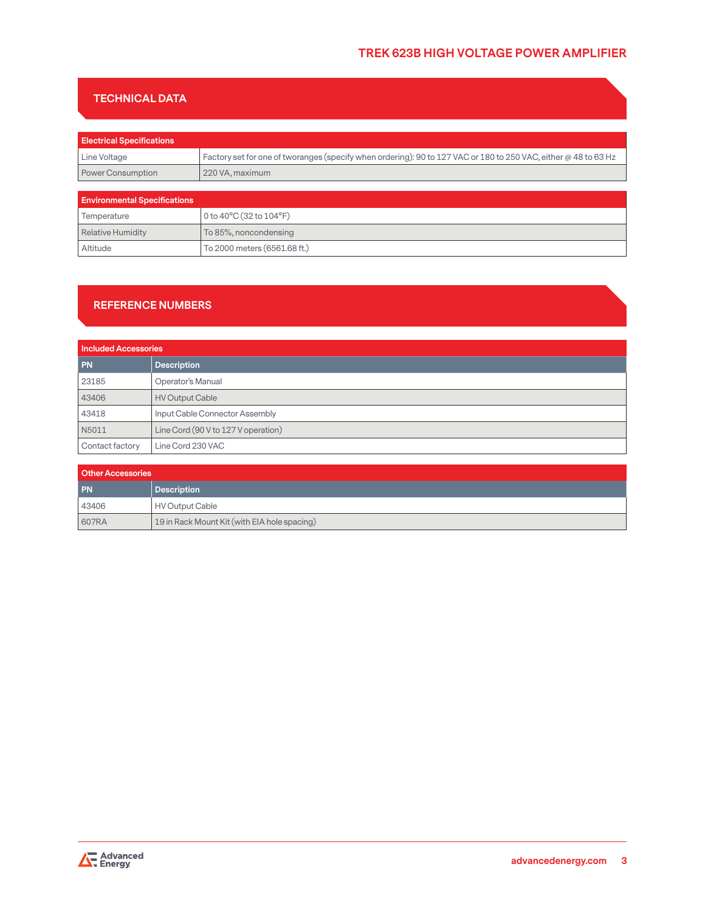## TECHNICAL DATA

| Electrical Specifications | |
|---|---|
| Line Voltage | Factory set for one of tworanges (specify when ordering): 90 to 127 VAC or 180 to 250 VAC, either @ 48 to 63 Hz |
| Power Consumption | 220 VA, maximum |

| Environmental Specifications | |
|---|---|
| Temperature | 0 to 40°C (32 to 104°F) |
| Relative Humidity | To 85%, noncondensing |
| Altitude | To 2000 meters (6561.68 ft.) |

## REFERENCE NUMBERS

**Included Accessories**

| PN | Description |
|---|---|
| 23185 | Operator's Manual |
| 43406 | HV Output Cable |
| 43418 | Input Cable Connector Assembly |
| N5011 | Line Cord (90 V to 127 V operation) |
| Contact factory | Line Cord 230 VAC |

**Other Accessories**

| PN | Description |
|---|---|
| 43406 | HV Output Cable |
| 607RA | 19 in Rack Mount Kit (with EIA hole spacing) |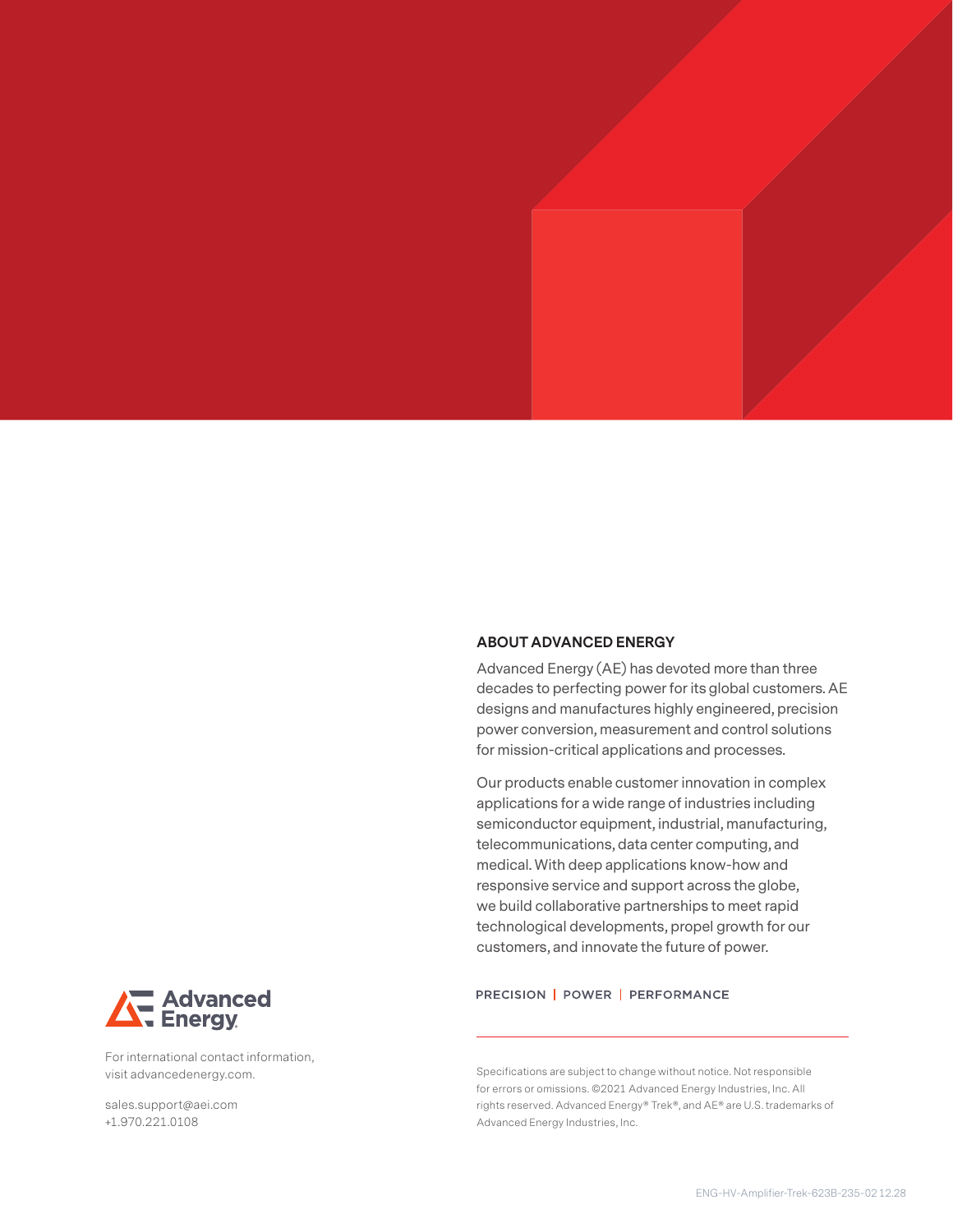## ABOUT ADVANCED ENERGY

Advanced Energy (AE) has devoted more than three decades to perfecting power for its global customers. AE designs and manufactures highly engineered, precision power conversion, measurement and control solutions for mission-critical applications and processes.

Our products enable customer innovation in complex applications for a wide range of industries including semiconductor equipment, industrial, manufacturing, telecommunications, data center computing, and medical. With deep applications know-how and responsive service and support across the globe, we build collaborative partnerships to meet rapid technological developments, propel growth for our customers, and innovate the future of power.

PRECISION | POWER | PERFORMANCE

Advanced Energy

For international contact information, visit advancedenergy.com.

sales.support@aei.com
+1.970.221.0108

Specifications are subject to change without notice. Not responsible for errors or omissions. ©2021 Advanced Energy Industries, Inc. All rights reserved. Advanced Energy® Trek®, and AE® are U.S. trademarks of Advanced Energy Industries, Inc.

ENG-HV-Amplifier-Trek-623B-235-02 12.28